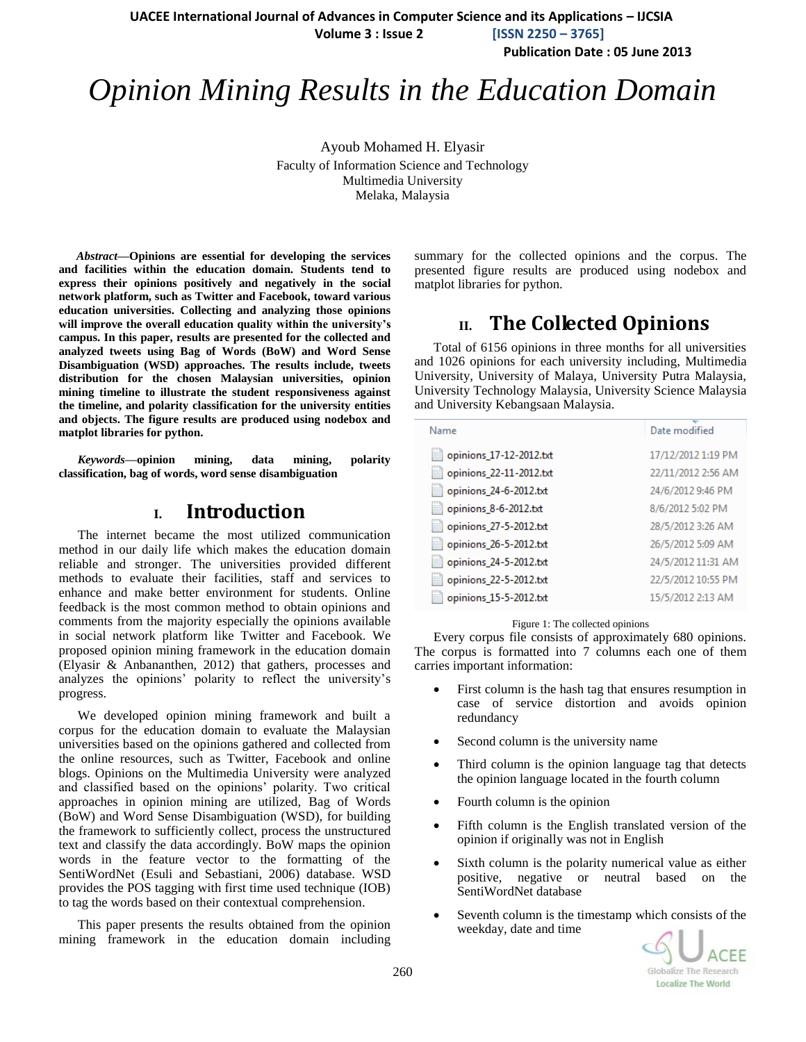# *Opinion Mining Results in the Education Domain*

Ayoub Mohamed H. Elyasir
Faculty of Information Science and Technology
Multimedia University
Melaka, Malaysia

***Abstract*—Opinions are essential for developing the services and facilities within the education domain. Students tend to express their opinions positively and negatively in the social network platform, such as Twitter and Facebook, toward various education universities. Collecting and analyzing those opinions will improve the overall education quality within the university's campus. In this paper, results are presented for the collected and analyzed tweets using Bag of Words (BoW) and Word Sense Disambiguation (WSD) approaches. The results include, tweets distribution for the chosen Malaysian universities, opinion mining timeline to illustrate the student responsiveness against the timeline, and polarity classification for the university entities and objects. The figure results are produced using nodebox and matplot libraries for python.**

***Keywords*—opinion mining, data mining, polarity classification, bag of words, word sense disambiguation**

## I. Introduction

The internet became the most utilized communication method in our daily life which makes the education domain reliable and stronger. The universities provided different methods to evaluate their facilities, staff and services to enhance and make better environment for students. Online feedback is the most common method to obtain opinions and comments from the majority especially the opinions available in social network platform like Twitter and Facebook. We proposed opinion mining framework in the education domain (Elyasir & Anbananthen, 2012) that gathers, processes and analyzes the opinions' polarity to reflect the university's progress.

We developed opinion mining framework and built a corpus for the education domain to evaluate the Malaysian universities based on the opinions gathered and collected from the online resources, such as Twitter, Facebook and online blogs. Opinions on the Multimedia University were analyzed and classified based on the opinions' polarity. Two critical approaches in opinion mining are utilized, Bag of Words (BoW) and Word Sense Disambiguation (WSD), for building the framework to sufficiently collect, process the unstructured text and classify the data accordingly. BoW maps the opinion words in the feature vector to the formatting of the SentiWordNet (Esuli and Sebastiani, 2006) database. WSD provides the POS tagging with first time used technique (IOB) to tag the words based on their contextual comprehension.

This paper presents the results obtained from the opinion mining framework in the education domain including summary for the collected opinions and the corpus. The presented figure results are produced using nodebox and matplot libraries for python.

## II. The Collected Opinions

Total of 6156 opinions in three months for all universities and 1026 opinions for each university including, Multimedia University, University of Malaya, University Putra Malaysia, University Technology Malaysia, University Science Malaysia and University Kebangsaan Malaysia.

| Name | Date modified |
|---|---|
| opinions_17-12-2012.txt | 17/12/2012 1:19 PM |
| opinions_22-11-2012.txt | 22/11/2012 2:56 AM |
| opinions_24-6-2012.txt | 24/6/2012 9:46 PM |
| opinions_8-6-2012.txt | 8/6/2012 5:02 PM |
| opinions_27-5-2012.txt | 28/5/2012 3:26 AM |
| opinions_26-5-2012.txt | 26/5/2012 5:09 AM |
| opinions_24-5-2012.txt | 24/5/2012 11:31 AM |
| opinions_22-5-2012.txt | 22/5/2012 10:55 PM |
| opinions_15-5-2012.txt | 15/5/2012 2:13 AM |

Figure 1: The collected opinions

Every corpus file consists of approximately 680 opinions. The corpus is formatted into 7 columns each one of them carries important information:

- First column is the hash tag that ensures resumption in case of service distortion and avoids opinion redundancy
- Second column is the university name
- Third column is the opinion language tag that detects the opinion language located in the fourth column
- Fourth column is the opinion
- Fifth column is the English translated version of the opinion if originally was not in English
- Sixth column is the polarity numerical value as either positive, negative or neutral based on the SentiWordNet database
- Seventh column is the timestamp which consists of the weekday, date and time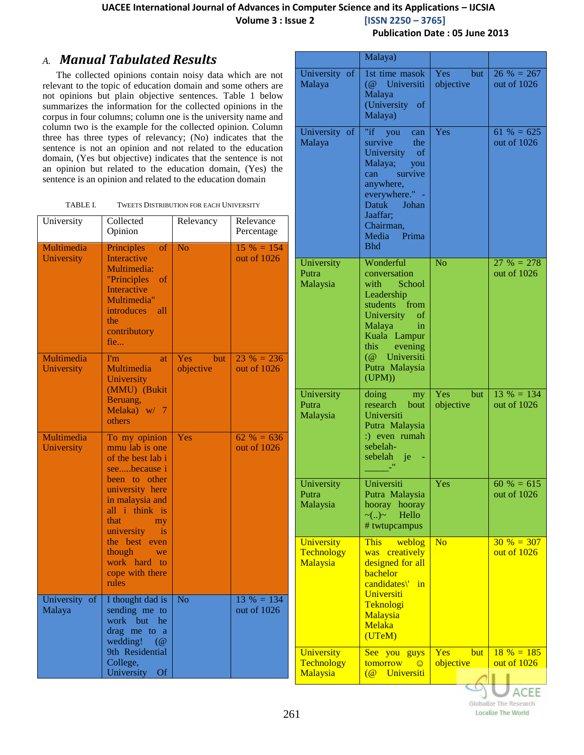### A. *Manual Tabulated Results*

The collected opinions contain noisy data which are not relevant to the topic of education domain and some others are not opinions but plain objective sentences. Table 1 below summarizes the information for the collected opinions in the corpus in four columns; column one is the university name and column two is the example for the collected opinion. Column three has three types of relevancy; (No) indicates that the sentence is not an opinion and not related to the education domain, (Yes but objective) indicates that the sentence is not an opinion but related to the education domain, (Yes) the sentence is an opinion and related to the education domain

TABLE I. TWEETS DISTRIBUTION FOR EACH UNIVERSITY

| University | Collected Opinion | Relevancy | Relevance Percentage |
|---|---|---|---|
| Multimedia University | Principles of Interactive Multimedia: "Principles of Interactive Multimedia" introduces all the contributory fie... | No | 15 % = 154 out of 1026 |
| Multimedia University | I'm at Multimedia University (MMU) (Bukit Beruang, Melaka) w/ 7 others | Yes but objective | 23 % = 236 out of 1026 |
| Multimedia University | To my opinion mmu lab is one of the best lab i see.....because i been to other university here in malaysia and all i think is that my university is the best even though we work hard to cope with there rules | Yes | 62 % = 636 out of 1026 |
| University of Malaya | I thought dad is sending me to work but he drag me to a wedding! (@ 9th Residential College, University Of Malaya) | No | 13 % = 134 out of 1026 |
| University of Malaya | 1st time masok (@ Universiti Malaya (University of Malaya) | Yes but objective | 26 % = 267 out of 1026 |
| University of Malaya | "if you can survive the University of Malaya; you can survive anywhere, everywhere." - Datuk Johan Jaaffar; Chairman, Media Prima Bhd | Yes | 61 % = 625 out of 1026 |
| University Putra Malaysia | Wonderful conversation with School Leadership students from University of Malaya in Kuala Lampur this evening (@ Universiti Putra Malaysia (UPM)) | No | 27 % = 278 out of 1026 |
| University Putra Malaysia | doing my research bout Universiti Putra Malaysia :) even rumah sebelah-sebelah je - ______-" | Yes but objective | 13 % = 134 out of 1026 |
| University Putra Malaysia | Universiti Putra Malaysia hooray hooray ~(..)~ Hello # twtupcampus | Yes | 60 % = 615 out of 1026 |
| University Technology Malaysia | This weblog was creatively designed for all bachelor candidates\' in Universiti Teknologi Malaysia Melaka (UTeM) | No | 30 % = 307 out of 1026 |
| University Technology Malaysia | See you guys tomorrow ☺ (@ Universiti | Yes but objective | 18 % = 185 out of 1026 |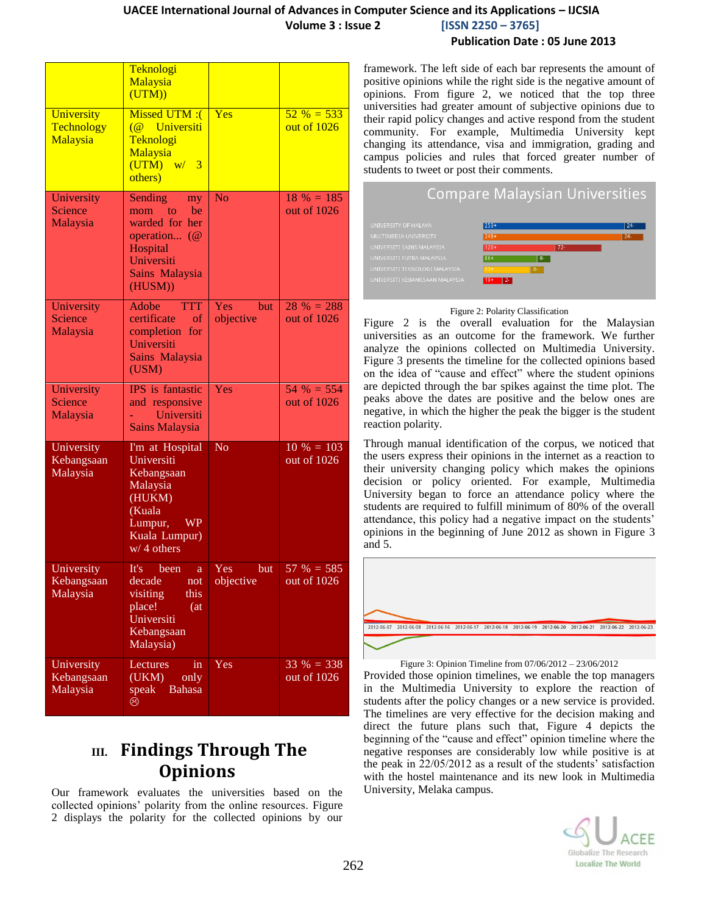| | Teknologi Malaysia (UTM)) | | |
|---|---|---|---|
| University Technology Malaysia | Missed UTM :( (@ Universiti Teknologi Malaysia (UTM) w/ 3 others) | Yes | 52 % = 533 out of 1026 |
| University Science Malaysia | Sending my mom to be warded for her operation... (@ Hospital Universiti Sains Malaysia (HUSM)) | No | 18 % = 185 out of 1026 |
| University Science Malaysia | Adobe TTT certificate of completion for Universiti Sains Malaysia (USM) | Yes but objective | 28 % = 288 out of 1026 |
| University Science Malaysia | IPS is fantastic and responsive - Universiti Sains Malaysia | Yes | 54 % = 554 out of 1026 |
| University Kebangsaan Malaysia | I'm at Hospital Universiti Kebangsaan Malaysia (HUKM) (Kuala Lumpur, WP Kuala Lumpur) w/ 4 others | No | 10 % = 103 out of 1026 |
| University Kebangsaan Malaysia | It's been a decade not visiting this place! (at Universiti Kebangsaan Malaysia) | Yes but objective | 57 % = 585 out of 1026 |
| University Kebangsaan Malaysia | Lectures in (UKM) only speak Bahasa ☹ | Yes | 33 % = 338 out of 1026 |

## III. Findings Through The Opinions

Our framework evaluates the universities based on the collected opinions' polarity from the online resources. Figure 2 displays the polarity for the collected opinions by our framework. The left side of each bar represents the amount of positive opinions while the right side is the negative amount of opinions. From figure 2, we noticed that the top three universities had greater amount of subjective opinions due to their rapid policy changes and active respond from the student community. For example, Multimedia University kept changing its attendance, visa and immigration, grading and campus policies and rules that forced greater number of students to tweet or post their comments.

Figure 2: Polarity Classification

Figure 2 is the overall evaluation for the Malaysian universities as an outcome for the framework. We further analyze the opinions collected on Multimedia University. Figure 3 presents the timeline for the collected opinions based on the idea of "cause and effect" where the student opinions are depicted through the bar spikes against the time plot. The peaks above the dates are positive and the below ones are negative, in which the higher the peak the bigger is the student reaction polarity.

Through manual identification of the corpus, we noticed that the users express their opinions in the internet as a reaction to their university changing policy which makes the opinions decision or policy oriented. For example, Multimedia University began to force an attendance policy where the students are required to fulfill minimum of 80% of the overall attendance, this policy had a negative impact on the students' opinions in the beginning of June 2012 as shown in Figure 3 and 5.

Figure 3: Opinion Timeline from 07/06/2012 – 23/06/2012

Provided those opinion timelines, we enable the top managers in the Multimedia University to explore the reaction of students after the policy changes or a new service is provided. The timelines are very effective for the decision making and direct the future plans such that, Figure 4 depicts the beginning of the "cause and effect" opinion timeline where the negative responses are considerably low while positive is at the peak in 22/05/2012 as a result of the students' satisfaction with the hostel maintenance and its new look in Multimedia University, Melaka campus.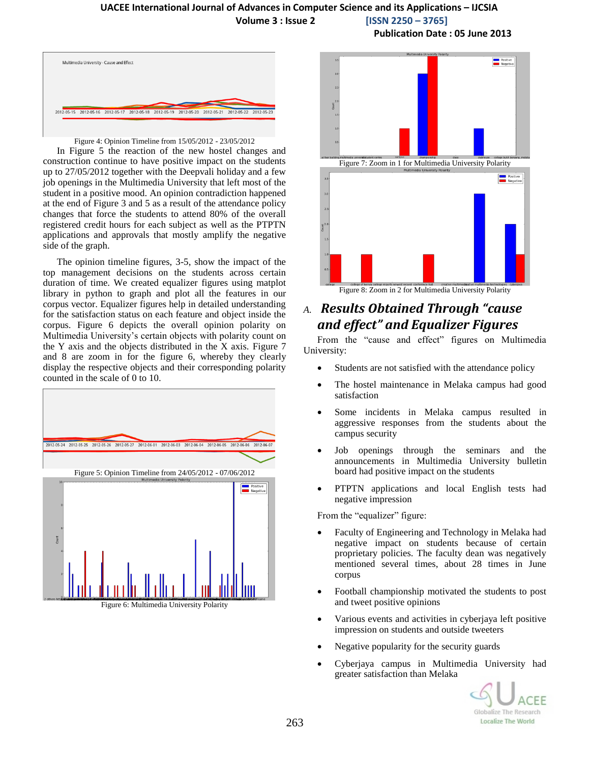Figure 4: Opinion Timeline from 15/05/2012 - 23/05/2012

In Figure 5 the reaction of the new hostel changes and construction continue to have positive impact on the students up to 27/05/2012 together with the Deepvali holiday and a few job openings in the Multimedia University that left most of the student in a positive mood. An opinion contradiction happened at the end of Figure 3 and 5 as a result of the attendance policy changes that force the students to attend 80% of the overall registered credit hours for each subject as well as the PTPTN applications and approvals that mostly amplify the negative side of the graph.

The opinion timeline figures, 3-5, show the impact of the top management decisions on the students across certain duration of time. We created equalizer figures using matplot library in python to graph and plot all the features in our corpus vector. Equalizer figures help in detailed understanding for the satisfaction status on each feature and object inside the corpus. Figure 6 depicts the overall opinion polarity on Multimedia University's certain objects with polarity count on the Y axis and the objects distributed in the X axis. Figure 7 and 8 are zoom in for the figure 6, whereby they clearly display the respective objects and their corresponding polarity counted in the scale of 0 to 10.

Figure 5: Opinion Timeline from 24/05/2012 - 07/06/2012

Figure 6: Multimedia University Polarity

Figure 7: Zoom in 1 for Multimedia University Polarity

Figure 8: Zoom in 2 for Multimedia University Polarity

## *A. Results Obtained Through "cause and effect" and Equalizer Figures*

From the "cause and effect" figures on Multimedia University:

- Students are not satisfied with the attendance policy
- The hostel maintenance in Melaka campus had good satisfaction
- Some incidents in Melaka campus resulted in aggressive responses from the students about the campus security
- Job openings through the seminars and the announcements in Multimedia University bulletin board had positive impact on the students
- PTPTN applications and local English tests had negative impression

From the "equalizer" figure:

- Faculty of Engineering and Technology in Melaka had negative impact on students because of certain proprietary policies. The faculty dean was negatively mentioned several times, about 28 times in June corpus
- Football championship motivated the students to post and tweet positive opinions
- Various events and activities in cyberjaya left positive impression on students and outside tweeters
- Negative popularity for the security guards
- Cyberjaya campus in Multimedia University had greater satisfaction than Melaka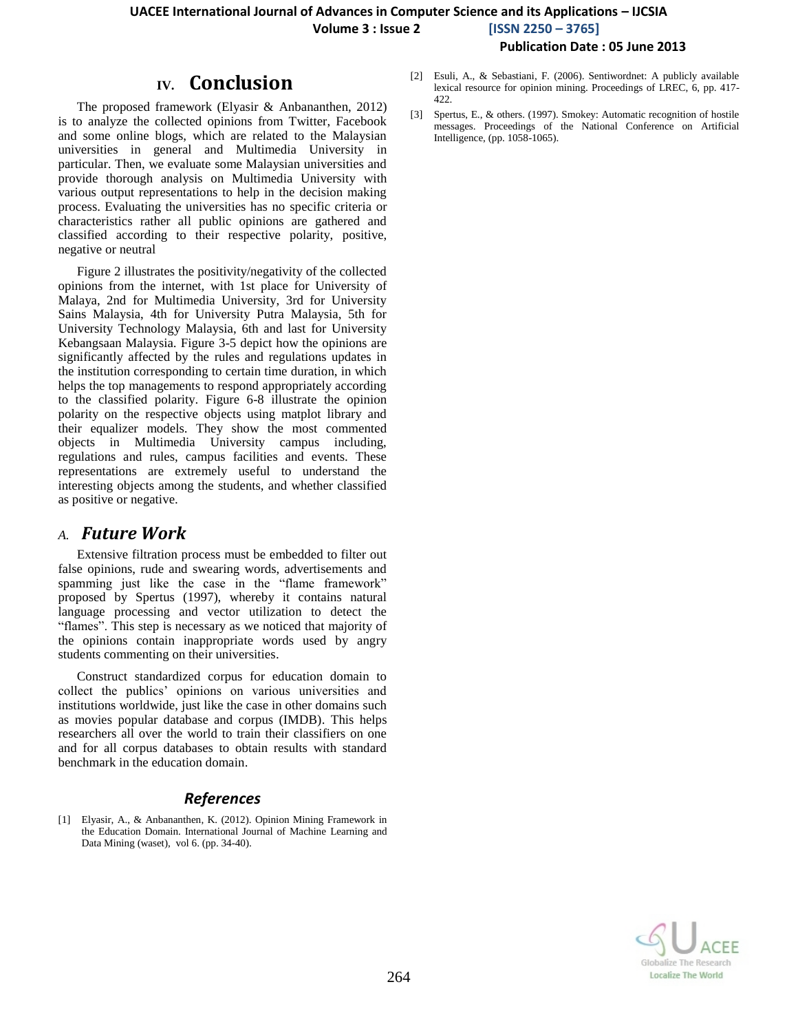## IV. Conclusion

The proposed framework (Elyasir & Anbananthen, 2012) is to analyze the collected opinions from Twitter, Facebook and some online blogs, which are related to the Malaysian universities in general and Multimedia University in particular. Then, we evaluate some Malaysian universities and provide thorough analysis on Multimedia University with various output representations to help in the decision making process. Evaluating the universities has no specific criteria or characteristics rather all public opinions are gathered and classified according to their respective polarity, positive, negative or neutral

Figure 2 illustrates the positivity/negativity of the collected opinions from the internet, with 1st place for University of Malaya, 2nd for Multimedia University, 3rd for University Sains Malaysia, 4th for University Putra Malaysia, 5th for University Technology Malaysia, 6th and last for University Kebangsaan Malaysia. Figure 3-5 depict how the opinions are significantly affected by the rules and regulations updates in the institution corresponding to certain time duration, in which helps the top managements to respond appropriately according to the classified polarity. Figure 6-8 illustrate the opinion polarity on the respective objects using matplot library and their equalizer models. They show the most commented objects in Multimedia University campus including, regulations and rules, campus facilities and events. These representations are extremely useful to understand the interesting objects among the students, and whether classified as positive or negative.

### A. *Future Work*

Extensive filtration process must be embedded to filter out false opinions, rude and swearing words, advertisements and spamming just like the case in the "flame framework" proposed by Spertus (1997), whereby it contains natural language processing and vector utilization to detect the "flames". This step is necessary as we noticed that majority of the opinions contain inappropriate words used by angry students commenting on their universities.

Construct standardized corpus for education domain to collect the publics' opinions on various universities and institutions worldwide, just like the case in other domains such as movies popular database and corpus (IMDB). This helps researchers all over the world to train their classifiers on one and for all corpus databases to obtain results with standard benchmark in the education domain.

## *References*

[1] Elyasir, A., & Anbananthen, K. (2012). Opinion Mining Framework in the Education Domain. International Journal of Machine Learning and Data Mining (waset), vol 6. (pp. 34-40).

[2] Esuli, A., & Sebastiani, F. (2006). Sentiwordnet: A publicly available lexical resource for opinion mining. Proceedings of LREC, 6, pp. 417-422.

[3] Spertus, E., & others. (1997). Smokey: Automatic recognition of hostile messages. Proceedings of the National Conference on Artificial Intelligence, (pp. 1058-1065).